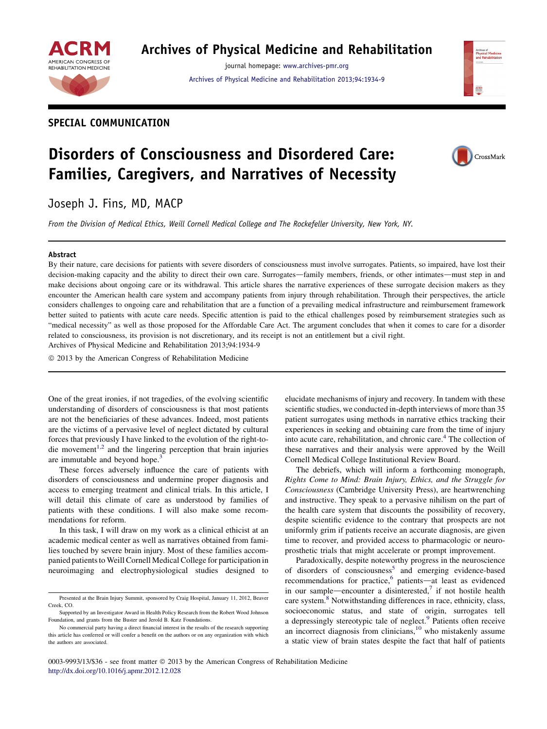SPECIAL COMMUNICATION

# Disorders of Consciousness and Disordered Care: Families, Caregivers, and Narratives of Necessity

Joseph J. Fins, MD, MACP

*From the Division of Medical Ethics, Weill Cornell Medical College and The Rockefeller University, New York, NY.*

### Abstract

By their nature, care decisions for patients with severe disorders of consciousness must involve surrogates. Patients, so impaired, have lost their decision-making capacity and the ability to direct their own care. Surrogates—family members, friends, or other intimates—must step in and make decisions about ongoing care or its withdrawal. This article shares the narrative experiences of these surrogate decision makers as they encounter the American health care system and accompany patients from injury through rehabilitation. Through their perspectives, the article considers challenges to ongoing care and rehabilitation that are a function of a prevailing medical infrastructure and reimbursement framework better suited to patients with acute care needs. Specific attention is paid to the ethical challenges posed by reimbursement strategies such as "medical necessity" as well as those proposed for the Affordable Care Act. The argument concludes that when it comes to care for a disorder related to consciousness, its provision is not discretionary, and its receipt is not an entitlement but a civil right.

Archives of Physical Medicine and Rehabilitation 2013;94:1934-9

© 2013 by the American Congress of Rehabilitation Medicine

One of the great ironies, if not tragedies, of the evolving scientific understanding of disorders of consciousness is that most patients are not the beneficiaries of these advances. Indeed, most patients are the victims of a pervasive level of neglect dictated by cultural forces that previously I have linked to the evolution of the right-to-die movement[1,2] and the lingering perception that brain injuries are immutable and beyond hope.[3]

These forces adversely influence the care of patients with disorders of consciousness and undermine proper diagnosis and access to emerging treatment and clinical trials. In this article, I will detail this climate of care as understood by families of patients with these conditions. I will also make some recommendations for reform.

In this task, I will draw on my work as a clinical ethicist at an academic medical center as well as narratives obtained from families touched by severe brain injury. Most of these families accompanied patients to Weill Cornell Medical College for participation in neuroimaging and electrophysiological studies designed to elucidate mechanisms of injury and recovery. In tandem with these scientific studies, we conducted in-depth interviews of more than 35 patient surrogates using methods in narrative ethics tracking their experiences in seeking and obtaining care from the time of injury into acute care, rehabilitation, and chronic care.[4] The collection of these narratives and their analysis were approved by the Weill Cornell Medical College Institutional Review Board.

The debriefs, which will inform a forthcoming monograph, *Rights Come to Mind: Brain Injury, Ethics, and the Struggle for Consciousness* (Cambridge University Press), are heartwrenching and instructive. They speak to a pervasive nihilism on the part of the health care system that discounts the possibility of recovery, despite scientific evidence to the contrary that prospects are not uniformly grim if patients receive an accurate diagnosis, are given time to recover, and provided access to pharmacologic or neuroprosthetic trials that might accelerate or prompt improvement.

Paradoxically, despite noteworthy progress in the neuroscience of disorders of consciousness[5] and emerging evidence-based recommendations for practice,[6] patients—at least as evidenced in our sample—encounter a disinterested,[7] if not hostile health care system.[8] Notwithstanding differences in race, ethnicity, class, socioeconomic status, and state of origin, surrogates tell a depressingly stereotypic tale of neglect.[9] Patients often receive an incorrect diagnosis from clinicians,[10] who mistakenly assume a static view of brain states despite the fact that half of patients

---

Presented at the Brain Injury Summit, sponsored by Craig Hospital, January 11, 2012, Beaver Creek, CO.

Supported by an Investigator Award in Health Policy Research from the Robert Wood Johnson Foundation, and grants from the Buster and Jerold B. Katz Foundations.

No commercial party having a direct financial interest in the results of the research supporting this article has conferred or will confer a benefit on the authors or on any organization with which the authors are associated.

0003-9993/13/$36 - see front matter © 2013 by the American Congress of Rehabilitation Medicine
http://dx.doi.org/10.1016/j.apmr.2012.12.028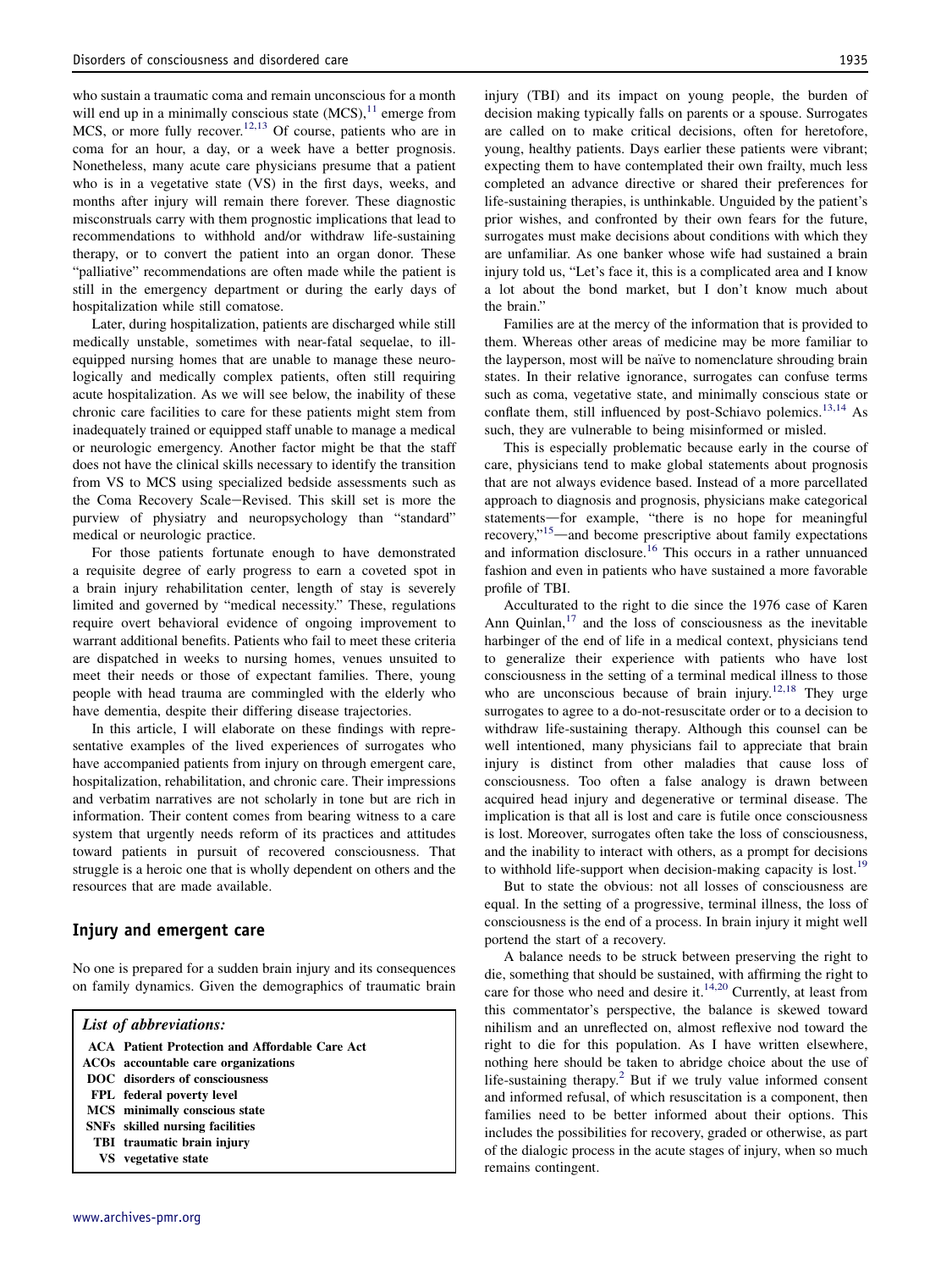who sustain a traumatic coma and remain unconscious for a month will end up in a minimally conscious state (MCS),[11] emerge from MCS, or more fully recover.[12,13] Of course, patients who are in coma for an hour, a day, or a week have a better prognosis. Nonetheless, many acute care physicians presume that a patient who is in a vegetative state (VS) in the first days, weeks, and months after injury will remain there forever. These diagnostic misconstruals carry with them prognostic implications that lead to recommendations to withhold and/or withdraw life-sustaining therapy, or to convert the patient into an organ donor. These "palliative" recommendations are often made while the patient is still in the emergency department or during the early days of hospitalization while still comatose.

Later, during hospitalization, patients are discharged while still medically unstable, sometimes with near-fatal sequelae, to ill-equipped nursing homes that are unable to manage these neurologically and medically complex patients, often still requiring acute hospitalization. As we will see below, the inability of these chronic care facilities to care for these patients might stem from inadequately trained or equipped staff unable to manage a medical or neurologic emergency. Another factor might be that the staff does not have the clinical skills necessary to identify the transition from VS to MCS using specialized bedside assessments such as the Coma Recovery Scale–Revised. This skill set is more the purview of physiatry and neuropsychology than "standard" medical or neurologic practice.

For those patients fortunate enough to have demonstrated a requisite degree of early progress to earn a coveted spot in a brain injury rehabilitation center, length of stay is severely limited and governed by "medical necessity." These, regulations require overt behavioral evidence of ongoing improvement to warrant additional benefits. Patients who fail to meet these criteria are dispatched in weeks to nursing homes, venues unsuited to meet their needs or those of expectant families. There, young people with head trauma are commingled with the elderly who have dementia, despite their differing disease trajectories.

In this article, I will elaborate on these findings with representative examples of the lived experiences of surrogates who have accompanied patients from injury on through emergent care, hospitalization, rehabilitation, and chronic care. Their impressions and verbatim narratives are not scholarly in tone but are rich in information. Their content comes from bearing witness to a care system that urgently needs reform of its practices and attitudes toward patients in pursuit of recovered consciousness. That struggle is a heroic one that is wholly dependent on others and the resources that are made available.

## Injury and emergent care

No one is prepared for a sudden brain injury and its consequences on family dynamics. Given the demographics of traumatic brain injury (TBI) and its impact on young people, the burden of decision making typically falls on parents or a spouse. Surrogates are called on to make critical decisions, often for heretofore, young, healthy patients. Days earlier these patients were vibrant; expecting them to have contemplated their own frailty, much less completed an advance directive or shared their preferences for life-sustaining therapies, is unthinkable. Unguided by the patient's prior wishes, and confronted by their own fears for the future, surrogates must make decisions about conditions with which they are unfamiliar. As one banker whose wife had sustained a brain injury told us, "Let's face it, this is a complicated area and I know a lot about the bond market, but I don't know much about the brain."

Families are at the mercy of the information that is provided to them. Whereas other areas of medicine may be more familiar to the layperson, most will be naïve to nomenclature shrouding brain states. In their relative ignorance, surrogates can confuse terms such as coma, vegetative state, and minimally conscious state or conflate them, still influenced by post-Schiavo polemics.[13,14] As such, they are vulnerable to being misinformed or misled.

This is especially problematic because early in the course of care, physicians tend to make global statements about prognosis that are not always evidence based. Instead of a more parcellated approach to diagnosis and prognosis, physicians make categorical statements—for example, "there is no hope for meaningful recovery,"[15]—and become prescriptive about family expectations and information disclosure.[16] This occurs in a rather unnuanced fashion and even in patients who have sustained a more favorable profile of TBI.

Acculturated to the right to die since the 1976 case of Karen Ann Quinlan,[17] and the loss of consciousness as the inevitable harbinger of the end of life in a medical context, physicians tend to generalize their experience with patients who have lost consciousness in the setting of a terminal medical illness to those who are unconscious because of brain injury.[12,18] They urge surrogates to agree to a do-not-resuscitate order or to a decision to withdraw life-sustaining therapy. Although this counsel can be well intentioned, many physicians fail to appreciate that brain injury is distinct from other maladies that cause loss of consciousness. Too often a false analogy is drawn between acquired head injury and degenerative or terminal disease. The implication is that all is lost and care is futile once consciousness is lost. Moreover, surrogates often take the loss of consciousness, and the inability to interact with others, as a prompt for decisions to withhold life-support when decision-making capacity is lost.[19]

But to state the obvious: not all losses of consciousness are equal. In the setting of a progressive, terminal illness, the loss of consciousness is the end of a process. In brain injury it might well portend the start of a recovery.

A balance needs to be struck between preserving the right to die, something that should be sustained, with affirming the right to care for those who need and desire it.[14,20] Currently, at least from this commentator's perspective, the balance is skewed toward nihilism and an unreflected on, almost reflexive nod toward the right to die for this population. As I have written elsewhere, nothing here should be taken to abridge choice about the use of life-sustaining therapy.[2] But if we truly value informed consent and informed refusal, of which resuscitation is a component, then families need to be better informed about their options. This includes the possibilities for recovery, graded or otherwise, as part of the dialogic process in the acute stages of injury, when so much remains contingent.

***List of abbreviations:***

- **ACA** Patient Protection and Affordable Care Act
- **ACOs** accountable care organizations
- **DOC** disorders of consciousness
- **FPL** federal poverty level
- **MCS** minimally conscious state
- **SNFs** skilled nursing facilities
- **TBI** traumatic brain injury
- **VS** vegetative state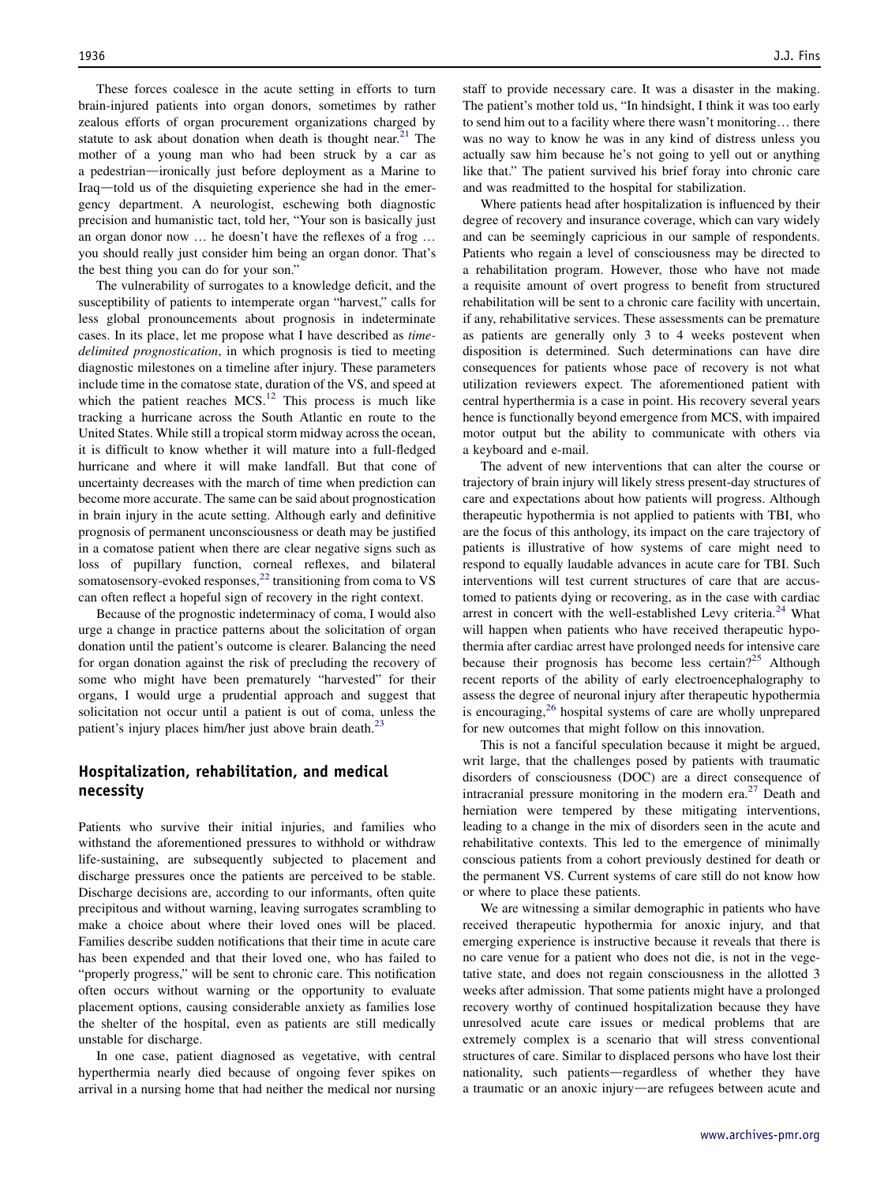These forces coalesce in the acute setting in efforts to turn brain-injured patients into organ donors, sometimes by rather zealous efforts of organ procurement organizations charged by statute to ask about donation when death is thought near.[21] The mother of a young man who had been struck by a car as a pedestrian—ironically just before deployment as a Marine to Iraq—told us of the disquieting experience she had in the emergency department. A neurologist, eschewing both diagnostic precision and humanistic tact, told her, "Your son is basically just an organ donor now … he doesn't have the reflexes of a frog … you should really just consider him being an organ donor. That's the best thing you can do for your son."

The vulnerability of surrogates to a knowledge deficit, and the susceptibility of patients to intemperate organ "harvest," calls for less global pronouncements about prognosis in indeterminate cases. In its place, let me propose what I have described as *time-delimited prognostication*, in which prognosis is tied to meeting diagnostic milestones on a timeline after injury. These parameters include time in the comatose state, duration of the VS, and speed at which the patient reaches MCS.[12] This process is much like tracking a hurricane across the South Atlantic en route to the United States. While still a tropical storm midway across the ocean, it is difficult to know whether it will mature into a full-fledged hurricane and where it will make landfall. But that cone of uncertainty decreases with the march of time when prediction can become more accurate. The same can be said about prognostication in brain injury in the acute setting. Although early and definitive prognosis of permanent unconsciousness or death may be justified in a comatose patient when there are clear negative signs such as loss of pupillary function, corneal reflexes, and bilateral somatosensory-evoked responses,[22] transitioning from coma to VS can often reflect a hopeful sign of recovery in the right context.

Because of the prognostic indeterminacy of coma, I would also urge a change in practice patterns about the solicitation of organ donation until the patient's outcome is clearer. Balancing the need for organ donation against the risk of precluding the recovery of some who might have been prematurely "harvested" for their organs, I would urge a prudential approach and suggest that solicitation not occur until a patient is out of coma, unless the patient's injury places him/her just above brain death.[23]

## Hospitalization, rehabilitation, and medical necessity

Patients who survive their initial injuries, and families who withstand the aforementioned pressures to withhold or withdraw life-sustaining, are subsequently subjected to placement and discharge pressures once the patients are perceived to be stable. Discharge decisions are, according to our informants, often quite precipitous and without warning, leaving surrogates scrambling to make a choice about where their loved ones will be placed. Families describe sudden notifications that their time in acute care has been expended and that their loved one, who has failed to "properly progress," will be sent to chronic care. This notification often occurs without warning or the opportunity to evaluate placement options, causing considerable anxiety as families lose the shelter of the hospital, even as patients are still medically unstable for discharge.

In one case, patient diagnosed as vegetative, with central hyperthermia nearly died because of ongoing fever spikes on arrival in a nursing home that had neither the medical nor nursing staff to provide necessary care. It was a disaster in the making. The patient's mother told us, "In hindsight, I think it was too early to send him out to a facility where there wasn't monitoring… there was no way to know he was in any kind of distress unless you actually saw him because he's not going to yell out or anything like that." The patient survived his brief foray into chronic care and was readmitted to the hospital for stabilization.

Where patients head after hospitalization is influenced by their degree of recovery and insurance coverage, which can vary widely and can be seemingly capricious in our sample of respondents. Patients who regain a level of consciousness may be directed to a rehabilitation program. However, those who have not made a requisite amount of overt progress to benefit from structured rehabilitation will be sent to a chronic care facility with uncertain, if any, rehabilitative services. These assessments can be premature as patients are generally only 3 to 4 weeks postevent when disposition is determined. Such determinations can have dire consequences for patients whose pace of recovery is not what utilization reviewers expect. The aforementioned patient with central hyperthermia is a case in point. His recovery several years hence is functionally beyond emergence from MCS, with impaired motor output but the ability to communicate with others via a keyboard and e-mail.

The advent of new interventions that can alter the course or trajectory of brain injury will likely stress present-day structures of care and expectations about how patients will progress. Although therapeutic hypothermia is not applied to patients with TBI, who are the focus of this anthology, its impact on the care trajectory of patients is illustrative of how systems of care might need to respond to equally laudable advances in acute care for TBI. Such interventions will test current structures of care that are accustomed to patients dying or recovering, as in the case with cardiac arrest in concert with the well-established Levy criteria.[24] What will happen when patients who have received therapeutic hypothermia after cardiac arrest have prolonged needs for intensive care because their prognosis has become less certain?[25] Although recent reports of the ability of early electroencephalography to assess the degree of neuronal injury after therapeutic hypothermia is encouraging,[26] hospital systems of care are wholly unprepared for new outcomes that might follow on this innovation.

This is not a fanciful speculation because it might be argued, writ large, that the challenges posed by patients with traumatic disorders of consciousness (DOC) are a direct consequence of intracranial pressure monitoring in the modern era.[27] Death and herniation were tempered by these mitigating interventions, leading to a change in the mix of disorders seen in the acute and rehabilitative contexts. This led to the emergence of minimally conscious patients from a cohort previously destined for death or the permanent VS. Current systems of care still do not know how or where to place these patients.

We are witnessing a similar demographic in patients who have received therapeutic hypothermia for anoxic injury, and that emerging experience is instructive because it reveals that there is no care venue for a patient who does not die, is not in the vegetative state, and does not regain consciousness in the allotted 3 weeks after admission. That some patients might have a prolonged recovery worthy of continued hospitalization because they have unresolved acute care issues or medical problems that are extremely complex is a scenario that will stress conventional structures of care. Similar to displaced persons who have lost their nationality, such patients—regardless of whether they have a traumatic or an anoxic injury—are refugees between acute and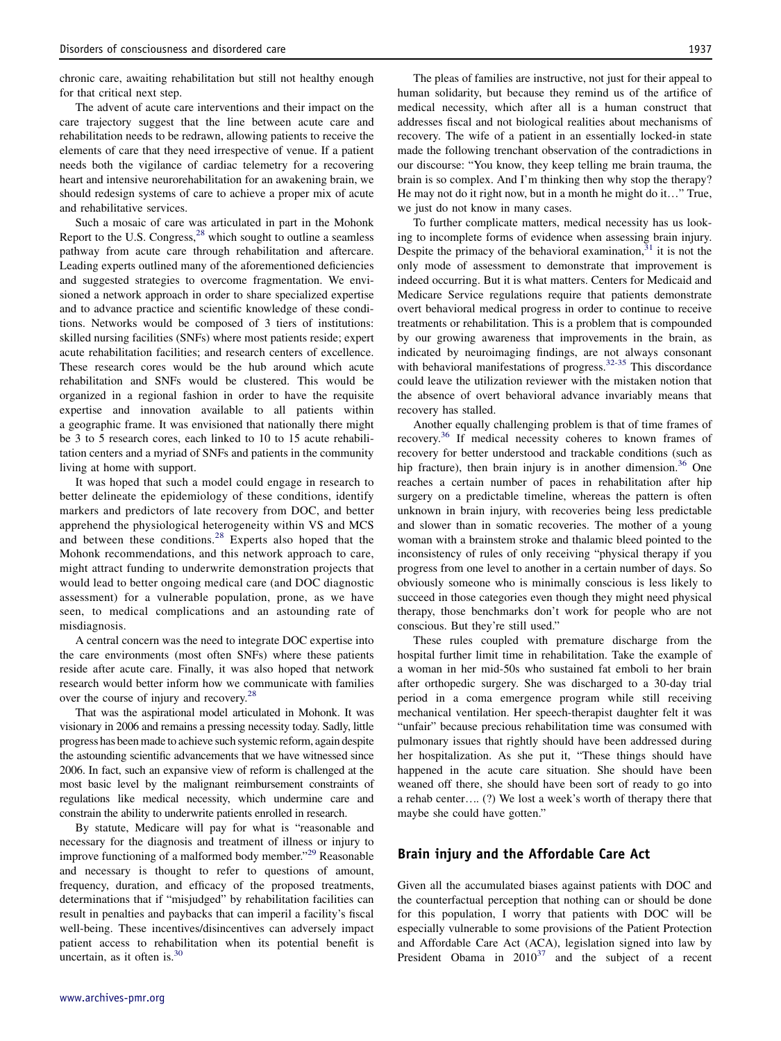chronic care, awaiting rehabilitation but still not healthy enough for that critical next step.

The advent of acute care interventions and their impact on the care trajectory suggest that the line between acute care and rehabilitation needs to be redrawn, allowing patients to receive the elements of care that they need irrespective of venue. If a patient needs both the vigilance of cardiac telemetry for a recovering heart and intensive neurorehabilitation for an awakening brain, we should redesign systems of care to achieve a proper mix of acute and rehabilitative services.

Such a mosaic of care was articulated in part in the Mohonk Report to the U.S. Congress,[28] which sought to outline a seamless pathway from acute care through rehabilitation and aftercare. Leading experts outlined many of the aforementioned deficiencies and suggested strategies to overcome fragmentation. We envisioned a network approach in order to share specialized expertise and to advance practice and scientific knowledge of these conditions. Networks would be composed of 3 tiers of institutions: skilled nursing facilities (SNFs) where most patients reside; expert acute rehabilitation facilities; and research centers of excellence. These research cores would be the hub around which acute rehabilitation and SNFs would be clustered. This would be organized in a regional fashion in order to have the requisite expertise and innovation available to all patients within a geographic frame. It was envisioned that nationally there might be 3 to 5 research cores, each linked to 10 to 15 acute rehabilitation centers and a myriad of SNFs and patients in the community living at home with support.

It was hoped that such a model could engage in research to better delineate the epidemiology of these conditions, identify markers and predictors of late recovery from DOC, and better apprehend the physiological heterogeneity within VS and MCS and between these conditions.[28] Experts also hoped that the Mohonk recommendations, and this network approach to care, might attract funding to underwrite demonstration projects that would lead to better ongoing medical care (and DOC diagnostic assessment) for a vulnerable population, prone, as we have seen, to medical complications and an astounding rate of misdiagnosis.

A central concern was the need to integrate DOC expertise into the care environments (most often SNFs) where these patients reside after acute care. Finally, it was also hoped that network research would better inform how we communicate with families over the course of injury and recovery.[28]

That was the aspirational model articulated in Mohonk. It was visionary in 2006 and remains a pressing necessity today. Sadly, little progress has been made to achieve such systemic reform, again despite the astounding scientific advancements that we have witnessed since 2006. In fact, such an expansive view of reform is challenged at the most basic level by the malignant reimbursement constraints of regulations like medical necessity, which undermine care and constrain the ability to underwrite patients enrolled in research.

By statute, Medicare will pay for what is "reasonable and necessary for the diagnosis and treatment of illness or injury to improve functioning of a malformed body member."[29] Reasonable and necessary is thought to refer to questions of amount, frequency, duration, and efficacy of the proposed treatments, determinations that if "misjudged" by rehabilitation facilities can result in penalties and paybacks that can imperil a facility's fiscal well-being. These incentives/disincentives can adversely impact patient access to rehabilitation when its potential benefit is uncertain, as it often is.[30]

The pleas of families are instructive, not just for their appeal to human solidarity, but because they remind us of the artifice of medical necessity, which after all is a human construct that addresses fiscal and not biological realities about mechanisms of recovery. The wife of a patient in an essentially locked-in state made the following trenchant observation of the contradictions in our discourse: "You know, they keep telling me brain trauma, the brain is so complex. And I'm thinking then why stop the therapy? He may not do it right now, but in a month he might do it…" True, we just do not know in many cases.

To further complicate matters, medical necessity has us looking to incomplete forms of evidence when assessing brain injury. Despite the primacy of the behavioral examination,[31] it is not the only mode of assessment to demonstrate that improvement is indeed occurring. But it is what matters. Centers for Medicaid and Medicare Service regulations require that patients demonstrate overt behavioral medical progress in order to continue to receive treatments or rehabilitation. This is a problem that is compounded by our growing awareness that improvements in the brain, as indicated by neuroimaging findings, are not always consonant with behavioral manifestations of progress.[32-35] This discordance could leave the utilization reviewer with the mistaken notion that the absence of overt behavioral advance invariably means that recovery has stalled.

Another equally challenging problem is that of time frames of recovery.[36] If medical necessity coheres to known frames of recovery for better understood and trackable conditions (such as hip fracture), then brain injury is in another dimension.[36] One reaches a certain number of paces in rehabilitation after hip surgery on a predictable timeline, whereas the pattern is often unknown in brain injury, with recoveries being less predictable and slower than in somatic recoveries. The mother of a young woman with a brainstem stroke and thalamic bleed pointed to the inconsistency of rules of only receiving "physical therapy if you progress from one level to another in a certain number of days. So obviously someone who is minimally conscious is less likely to succeed in those categories even though they might need physical therapy, those benchmarks don't work for people who are not conscious. But they're still used."

These rules coupled with premature discharge from the hospital further limit time in rehabilitation. Take the example of a woman in her mid-50s who sustained fat emboli to her brain after orthopedic surgery. She was discharged to a 30-day trial period in a coma emergence program while still receiving mechanical ventilation. Her speech-therapist daughter felt it was "unfair" because precious rehabilitation time was consumed with pulmonary issues that rightly should have been addressed during her hospitalization. As she put it, "These things should have happened in the acute care situation. She should have been weaned off there, she should have been sort of ready to go into a rehab center…. (?) We lost a week's worth of therapy there that maybe she could have gotten."

## Brain injury and the Affordable Care Act

Given all the accumulated biases against patients with DOC and the counterfactual perception that nothing can or should be done for this population, I worry that patients with DOC will be especially vulnerable to some provisions of the Patient Protection and Affordable Care Act (ACA), legislation signed into law by President Obama in 2010[37] and the subject of a recent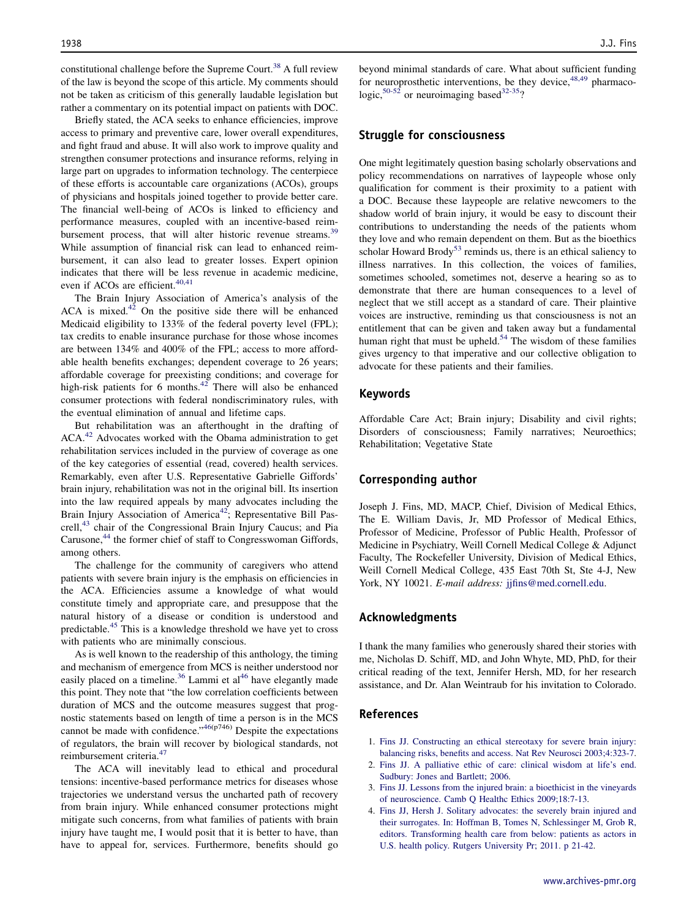constitutional challenge before the Supreme Court.[38] A full review of the law is beyond the scope of this article. My comments should not be taken as criticism of this generally laudable legislation but rather a commentary on its potential impact on patients with DOC.

Briefly stated, the ACA seeks to enhance efficiencies, improve access to primary and preventive care, lower overall expenditures, and fight fraud and abuse. It will also work to improve quality and strengthen consumer protections and insurance reforms, relying in large part on upgrades to information technology. The centerpiece of these efforts is accountable care organizations (ACOs), groups of physicians and hospitals joined together to provide better care. The financial well-being of ACOs is linked to efficiency and performance measures, coupled with an incentive-based reimbursement process, that will alter historic revenue streams.[39] While assumption of financial risk can lead to enhanced reimbursement, it can also lead to greater losses. Expert opinion indicates that there will be less revenue in academic medicine, even if ACOs are efficient.[40,41]

The Brain Injury Association of America's analysis of the ACA is mixed.[42] On the positive side there will be enhanced Medicaid eligibility to 133% of the federal poverty level (FPL); tax credits to enable insurance purchase for those whose incomes are between 134% and 400% of the FPL; access to more affordable health benefits exchanges; dependent coverage to 26 years; affordable coverage for preexisting conditions; and coverage for high-risk patients for 6 months.[42] There will also be enhanced consumer protections with federal nondiscriminatory rules, with the eventual elimination of annual and lifetime caps.

But rehabilitation was an afterthought in the drafting of ACA.[42] Advocates worked with the Obama administration to get rehabilitation services included in the purview of coverage as one of the key categories of essential (read, covered) health services. Remarkably, even after U.S. Representative Gabrielle Giffords' brain injury, rehabilitation was not in the original bill. Its insertion into the law required appeals by many advocates including the Brain Injury Association of America[42]; Representative Bill Pascrell,[43] chair of the Congressional Brain Injury Caucus; and Pia Carusone,[44] the former chief of staff to Congresswoman Giffords, among others.

The challenge for the community of caregivers who attend patients with severe brain injury is the emphasis on efficiencies in the ACA. Efficiencies assume a knowledge of what would constitute timely and appropriate care, and presuppose that the natural history of a disease or condition is understood and predictable.[45] This is a knowledge threshold we have yet to cross with patients who are minimally conscious.

As is well known to the readership of this anthology, the timing and mechanism of emergence from MCS is neither understood nor easily placed on a timeline.[36] Lammi et al[46] have elegantly made this point. They note that "the low correlation coefficients between duration of MCS and the outcome measures suggest that prognostic statements based on length of time a person is in the MCS cannot be made with confidence."[46(p746)] Despite the expectations of regulators, the brain will recover by biological standards, not reimbursement criteria.[47]

The ACA will inevitably lead to ethical and procedural tensions: incentive-based performance metrics for diseases whose trajectories we understand versus the uncharted path of recovery from brain injury. While enhanced consumer protections might mitigate such concerns, from what families of patients with brain injury have taught me, I would posit that it is better to have, than have to appeal for, services. Furthermore, benefits should go beyond minimal standards of care. What about sufficient funding for neuroprosthetic interventions, be they device,[48,49] pharmacologic,[50-52] or neuroimaging based[32-35]?

## Struggle for consciousness

One might legitimately question basing scholarly observations and policy recommendations on narratives of laypeople whose only qualification for comment is their proximity to a patient with a DOC. Because these laypeople are relative newcomers to the shadow world of brain injury, it would be easy to discount their contributions to understanding the needs of the patients whom they love and who remain dependent on them. But as the bioethics scholar Howard Brody[53] reminds us, there is an ethical saliency to illness narratives. In this collection, the voices of families, sometimes schooled, sometimes not, deserve a hearing so as to demonstrate that there are human consequences to a level of neglect that we still accept as a standard of care. Their plaintive voices are instructive, reminding us that consciousness is not an entitlement that can be given and taken away but a fundamental human right that must be upheld.[54] The wisdom of these families gives urgency to that imperative and our collective obligation to advocate for these patients and their families.

## Keywords

Affordable Care Act; Brain injury; Disability and civil rights; Disorders of consciousness; Family narratives; Neuroethics; Rehabilitation; Vegetative State

## Corresponding author

Joseph J. Fins, MD, MACP, Chief, Division of Medical Ethics, The E. William Davis, Jr, MD Professor of Medical Ethics, Professor of Medicine, Professor of Public Health, Professor of Medicine in Psychiatry, Weill Cornell Medical College & Adjunct Faculty, The Rockefeller University, Division of Medical Ethics, Weill Cornell Medical College, 435 East 70th St, Ste 4-J, New York, NY 10021. *E-mail address:* jjfins@med.cornell.edu.

## Acknowledgments

I thank the many families who generously shared their stories with me, Nicholas D. Schiff, MD, and John Whyte, MD, PhD, for their critical reading of the text, Jennifer Hersh, MD, for her research assistance, and Dr. Alan Weintraub for his invitation to Colorado.

## References

1. Fins JJ. Constructing an ethical stereotaxy for severe brain injury: balancing risks, benefits and access. Nat Rev Neurosci 2003;4:323-7.
2. Fins JJ. A palliative ethic of care: clinical wisdom at life's end. Sudbury: Jones and Bartlett; 2006.
3. Fins JJ. Lessons from the injured brain: a bioethicist in the vineyards of neuroscience. Camb Q Healthc Ethics 2009;18:7-13.
4. Fins JJ, Hersh J. Solitary advocates: the severely brain injured and their surrogates. In: Hoffman B, Tomes N, Schlessinger M, Grob R, editors. Transforming health care from below: patients as actors in U.S. health policy. Rutgers University Pr; 2011. p 21-42.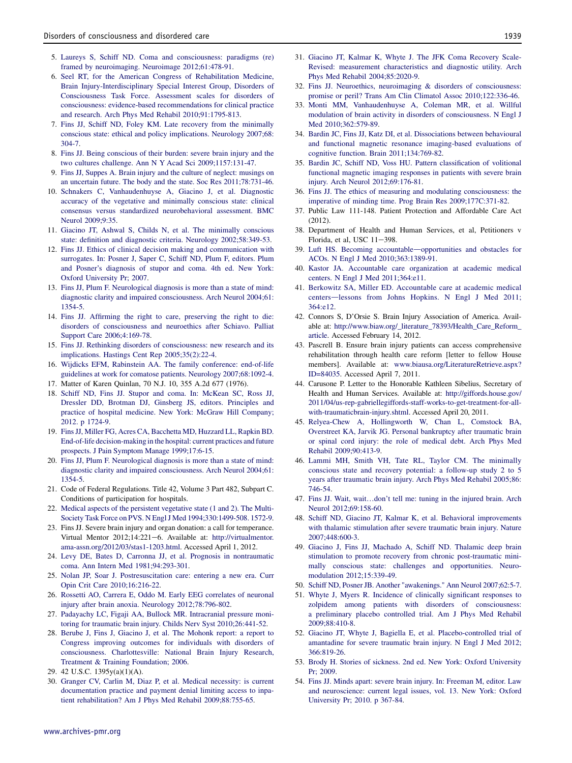5. Laureys S, Schiff ND. Coma and consciousness: paradigms (re) framed by neuroimaging. Neuroimage 2012;61:478-91.
6. Seel RT, for the American Congress of Rehabilitation Medicine, Brain Injury-Interdisciplinary Special Interest Group, Disorders of Consciousness Task Force. Assessment scales for disorders of consciousness: evidence-based recommendations for clinical practice and research. Arch Phys Med Rehabil 2010;91:1795-813.
7. Fins JJ, Schiff ND, Foley KM. Late recovery from the minimally conscious state: ethical and policy implications. Neurology 2007;68: 304-7.
8. Fins JJ. Being conscious of their burden: severe brain injury and the two cultures challenge. Ann N Y Acad Sci 2009;1157:131-47.
9. Fins JJ, Suppes A. Brain injury and the culture of neglect: musings on an uncertain future. The body and the state. Soc Res 2011;78:731-46.
10. Schnakers C, Vanhaudenhuyse A, Giacino J, et al. Diagnostic accuracy of the vegetative and minimally conscious state: clinical consensus versus standardized neurobehavioral assessment. BMC Neurol 2009;9:35.
11. Giacino JT, Ashwal S, Childs N, et al. The minimally conscious state: definition and diagnostic criteria. Neurology 2002;58:349-53.
12. Fins JJ. Ethics of clinical decision making and communication with surrogates. In: Posner J, Saper C, Schiff ND, Plum F, editors. Plum and Posner's diagnosis of stupor and coma. 4th ed. New York: Oxford University Pr; 2007.
13. Fins JJ, Plum F. Neurological diagnosis is more than a state of mind: diagnostic clarity and impaired consciousness. Arch Neurol 2004;61: 1354-5.
14. Fins JJ. Affirming the right to care, preserving the right to die: disorders of consciousness and neuroethics after Schiavo. Palliat Support Care 2006;4:169-78.
15. Fins JJ. Rethinking disorders of consciousness: new research and its implications. Hastings Cent Rep 2005;35(2):22-4.
16. Wijdicks EFM, Rabinstein AA. The family conference: end-of-life guidelines at work for comatose patients. Neurology 2007;68:1092-4.
17. Matter of Karen Quinlan, 70 N.J. 10, 355 A.2d 677 (1976).
18. Schiff ND, Fins JJ. Stupor and coma. In: McKean SC, Ross JJ, Dressler DD, Brotman DJ, Ginsberg JS, editors. Principles and practice of hospital medicine. New York: McGraw Hill Company; 2012. p 1724-9.
19. Fins JJ, Miller FG, Acres CA, Bacchetta MD, Huzzard LL, Rapkin BD. End-of-life decision-making in the hospital: current practices and future prospects. J Pain Symptom Manage 1999;17:6-15.
20. Fins JJ, Plum F. Neurological diagnosis is more than a state of mind: diagnostic clarity and impaired consciousness. Arch Neurol 2004;61: 1354-5.
21. Code of Federal Regulations. Title 42, Volume 3 Part 482, Subpart C. Conditions of participation for hospitals.
22. Medical aspects of the persistent vegetative state (1 and 2). The Multi-Society Task Force on PVS. N Engl J Med 1994;330:1499-508. 1572-9.
23. Fins JJ. Severe brain injury and organ donation: a call for temperance. Virtual Mentor 2012;14:221−6. Available at: http://virtualmentor.ama-assn.org/2012/03/stas1-1203.html. Accessed April 1, 2012.
24. Levy DE, Bates D, Carronna JJ, et al. Prognosis in nontraumatic coma. Ann Intern Med 1981;94:293-301.
25. Nolan JP, Soar J. Postresuscitation care: entering a new era. Curr Opin Crit Care 2010;16:216-22.
26. Rossetti AO, Carrera E, Oddo M. Early EEG correlates of neuronal injury after brain anoxia. Neurology 2012;78:796-802.
27. Padayachy LC, Figaji AA, Bullock MR. Intracranial pressure monitoring for traumatic brain injury. Childs Nerv Syst 2010;26:441-52.
28. Berube J, Fins J, Giacino J, et al. The Mohonk report: a report to Congress improving outcomes for individuals with disorders of consciousness. Charlottesville: National Brain Injury Research, Treatment & Training Foundation; 2006.
29. 42 U.S.C. 1395y(a)(1)(A).
30. Granger CV, Carlin M, Diaz P, et al. Medical necessity: is current documentation practice and payment denial limiting access to inpatient rehabilitation? Am J Phys Med Rehabil 2009;88:755-65.
31. Giacino JT, Kalmar K, Whyte J. The JFK Coma Recovery Scale-Revised: measurement characteristics and diagnostic utility. Arch Phys Med Rehabil 2004;85:2020-9.
32. Fins JJ. Neuroethics, neuroimaging & disorders of consciousness: promise or peril? Trans Am Clin Climatol Assoc 2010;122:336-46.
33. Monti MM, Vanhaudenhuyse A, Coleman MR, et al. Willful modulation of brain activity in disorders of consciousness. N Engl J Med 2010;362:579-89.
34. Bardin JC, Fins JJ, Katz DI, et al. Dissociations between behavioural and functional magnetic resonance imaging-based evaluations of cognitive function. Brain 2011;134:769-82.
35. Bardin JC, Schiff ND, Voss HU. Pattern classification of volitional functional magnetic imaging responses in patients with severe brain injury. Arch Neurol 2012;69:176-81.
36. Fins JJ. The ethics of measuring and modulating consciousness: the imperative of minding time. Prog Brain Res 2009;177C:371-82.
37. Public Law 111-148. Patient Protection and Affordable Care Act (2012).
38. Department of Health and Human Services, et al, Petitioners v Florida, et al, USC 11−398.
39. Luft HS. Becoming accountable—opportunities and obstacles for ACOs. N Engl J Med 2010;363:1389-91.
40. Kastor JA. Accountable care organization at academic medical centers. N Engl J Med 2011;364:e11.
41. Berkowitz SA, Miller ED. Accountable care at academic medical centers—lessons from Johns Hopkins. N Engl J Med 2011; 364:e12.
42. Connors S, D'Orsie S. Brain Injury Association of America. Available at: http://www.biaw.org/_literature_78393/Health_Care_Reform_article. Accessed February 14, 2012.
43. Pascrell B. Ensure brain injury patients can access comprehensive rehabilitation through health care reform [letter to fellow House members]. Available at: www.biausa.org/LiteratureRetrieve.aspx?ID=84035. Accessed April 7, 2011.
44. Carusone P. Letter to the Honorable Kathleen Sibelius, Secretary of Health and Human Services. Available at: http://giffords.house.gov/2011/04/us-rep-gabriellegiffords-staff-works-to-get-treatment-for-all-with-traumaticbrain-injury.shtml. Accessed April 20, 2011.
45. Relyea-Chew A, Hollingworth W, Chan L, Comstock BA, Overstreet KA, Jarvik JG. Personal bankruptcy after traumatic brain or spinal cord injury: the role of medical debt. Arch Phys Med Rehabil 2009;90:413-9.
46. Lammi MH, Smith VH, Tate RL, Taylor CM. The minimally conscious state and recovery potential: a follow-up study 2 to 5 years after traumatic brain injury. Arch Phys Med Rehabil 2005;86: 746-54.
47. Fins JJ. Wait, wait…don't tell me: tuning in the injured brain. Arch Neurol 2012;69:158-60.
48. Schiff ND, Giacino JT, Kalmar K, et al. Behavioral improvements with thalamic stimulation after severe traumatic brain injury. Nature 2007;448:600-3.
49. Giacino J, Fins JJ, Machado A, Schiff ND. Thalamic deep brain stimulation to promote recovery from chronic post-traumatic minimally conscious state: challenges and opportunities. Neuromodulation 2012;15:339-49.
50. Schiff ND, Posner JB. Another "awakenings." Ann Neurol 2007;62:5-7.
51. Whyte J, Myers R. Incidence of clinically significant responses to zolpidem among patients with disorders of consciousness: a preliminary placebo controlled trial. Am J Phys Med Rehabil 2009;88:410-8.
52. Giacino JT, Whyte J, Bagiella E, et al. Placebo-controlled trial of amantadine for severe traumatic brain injury. N Engl J Med 2012; 366:819-26.
53. Brody H. Stories of sickness. 2nd ed. New York: Oxford University Pr; 2009.
54. Fins JJ. Minds apart: severe brain injury. In: Freeman M, editor. Law and neuroscience: current legal issues, vol. 13. New York: Oxford University Pr; 2010. p 367-84.